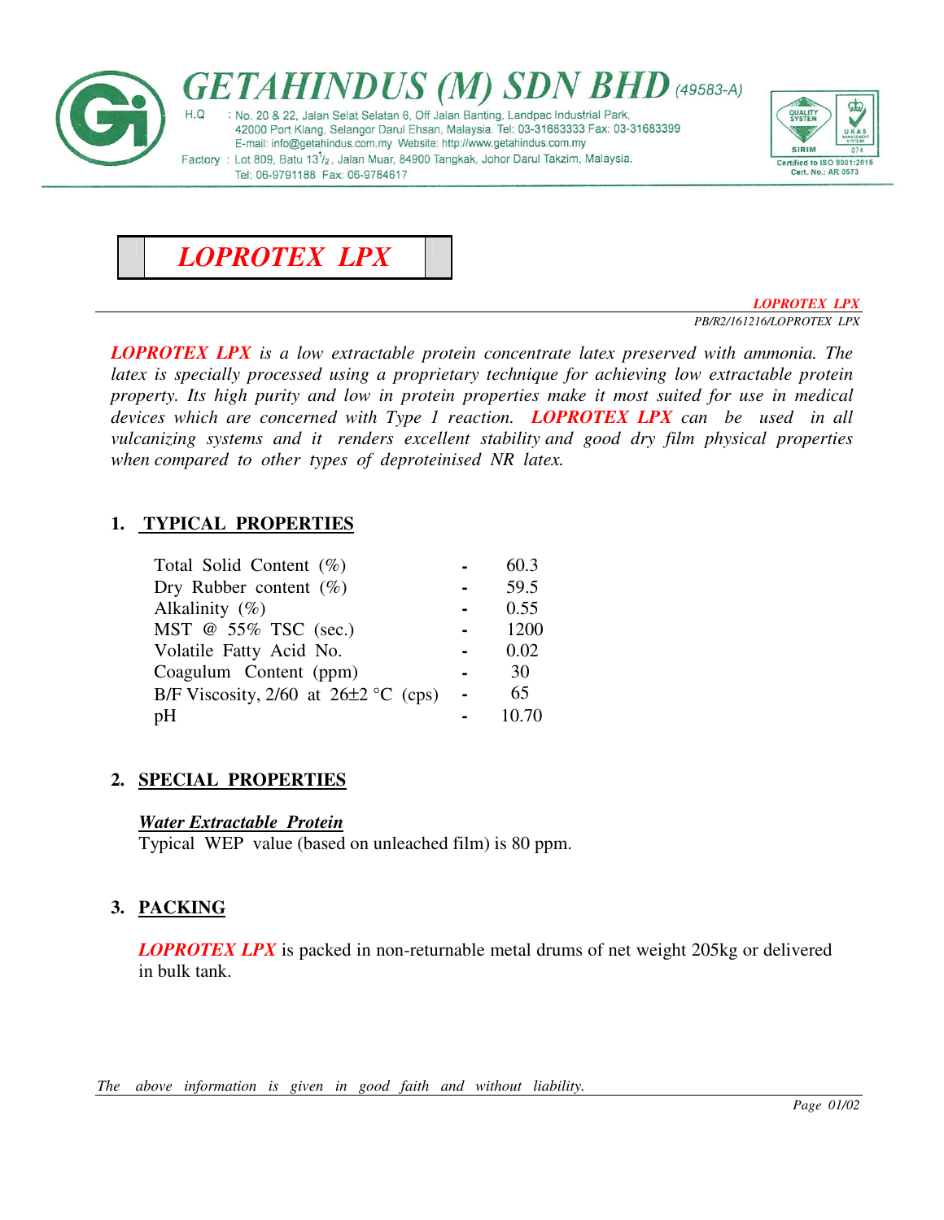GETAHINDUS (M) SDN BHD (49583-A)

H.Q : No. 20 & 22, Jalan Selat Selatan 6, Off Jalan Banting, Landpac Industrial Park, 42000 Port Klang, Selangor Darul Ehsan, Malaysia. Tel: 03-31683333 Fax: 03-31683399 E-mail: info@getahindus.com.my Website: http://www.getahindus.com.my

Factory : Lot 809, Batu 13½, Jalan Muar, 84900 Tangkak, Johor Darul Takzim, Malaysia. Tel: 06-9791188 Fax: 06-9784617

Certified to ISO 9001:2015 Cert. No.: AR 0573

# LOPROTEX LPX

*PB/R2/161216/LOPROTEX LPX*

***LOPROTEX LPX*** *is a low extractable protein concentrate latex preserved with ammonia. The latex is specially processed using a proprietary technique for achieving low extractable protein property. Its high purity and low in protein properties make it most suited for use in medical devices which are concerned with Type 1 reaction.* ***LOPROTEX LPX*** *can be used in all vulcanizing systems and it renders excellent stability and good dry film physical properties when compared to other types of deproteinised NR latex.*

## 1. TYPICAL PROPERTIES

| Property | | Value |
|---|---|---|
| Total Solid Content (%) | - | 60.3 |
| Dry Rubber content (%) | - | 59.5 |
| Alkalinity (%) | - | 0.55 |
| MST @ 55% TSC (sec.) | - | 1200 |
| Volatile Fatty Acid No. | - | 0.02 |
| Coagulum Content (ppm) | - | 30 |
| B/F Viscosity, 2/60 at 26±2 °C (cps) | - | 65 |
| pH | - | 10.70 |

## 2. SPECIAL PROPERTIES

***Water Extractable Protein***

Typical WEP value (based on unleached film) is 80 ppm.

## 3. PACKING

***LOPROTEX LPX*** is packed in non-returnable metal drums of net weight 205kg or delivered in bulk tank.

*The above information is given in good faith and without liability.*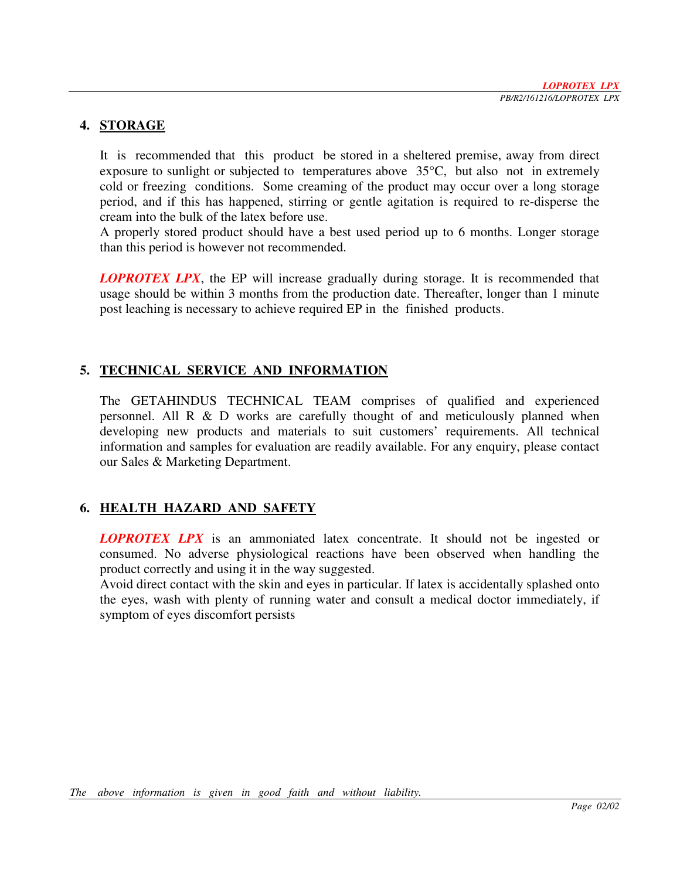## 4. STORAGE

It is recommended that this product be stored in a sheltered premise, away from direct exposure to sunlight or subjected to temperatures above 35°C, but also not in extremely cold or freezing conditions. Some creaming of the product may occur over a long storage period, and if this has happened, stirring or gentle agitation is required to re-disperse the cream into the bulk of the latex before use.

A properly stored product should have a best used period up to 6 months. Longer storage than this period is however not recommended.

***LOPROTEX LPX***, the EP will increase gradually during storage. It is recommended that usage should be within 3 months from the production date. Thereafter, longer than 1 minute post leaching is necessary to achieve required EP in the finished products.

## 5. TECHNICAL SERVICE AND INFORMATION

The GETAHINDUS TECHNICAL TEAM comprises of qualified and experienced personnel. All R & D works are carefully thought of and meticulously planned when developing new products and materials to suit customers' requirements. All technical information and samples for evaluation are readily available. For any enquiry, please contact our Sales & Marketing Department.

## 6. HEALTH HAZARD AND SAFETY

***LOPROTEX LPX*** is an ammoniated latex concentrate. It should not be ingested or consumed. No adverse physiological reactions have been observed when handling the product correctly and using it in the way suggested.

Avoid direct contact with the skin and eyes in particular. If latex is accidentally splashed onto the eyes, wash with plenty of running water and consult a medical doctor immediately, if symptom of eyes discomfort persists

*The above information is given in good faith and without liability.*